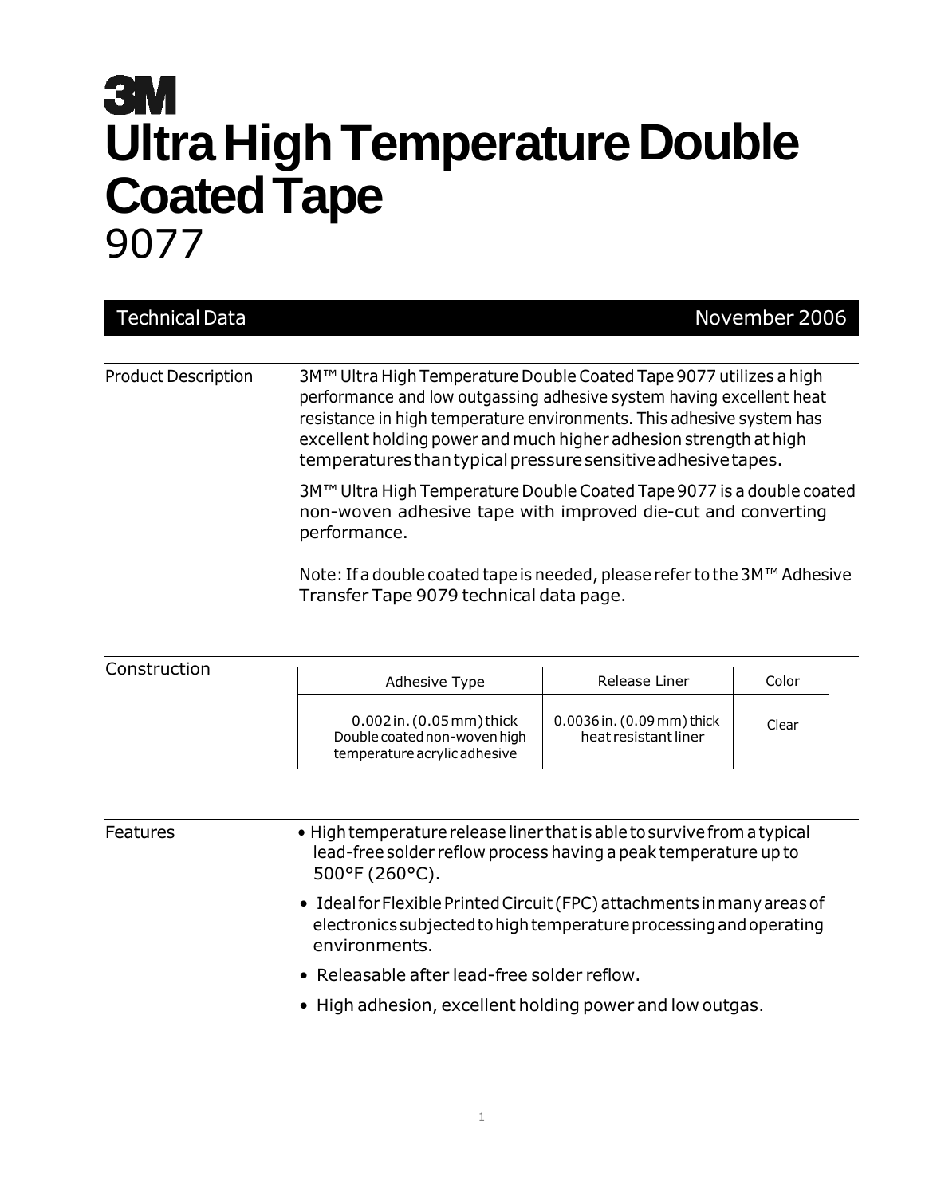# 3M

# Ultra High Temperature Double Coated Tape

## 9077

**Technical Data** — November 2006

### Product Description

3M™ Ultra High Temperature Double Coated Tape 9077 utilizes a high performance and low outgassing adhesive system having excellent heat resistance in high temperature environments. This adhesive system has excellent holding power and much higher adhesion strength at high temperatures than typical pressure sensitive adhesive tapes.

3M™ Ultra High Temperature Double Coated Tape 9077 is a double coated non-woven adhesive tape with improved die-cut and converting performance.

Note: If a double coated tape is needed, please refer to the 3M™ Adhesive Transfer Tape 9079 technical data page.

### Construction

| Adhesive Type | Release Liner | Color |
| --- | --- | --- |
| 0.002 in. (0.05 mm) thick Double coated non-woven high temperature acrylic adhesive | 0.0036 in. (0.09 mm) thick heat resistant liner | Clear |

### Features

- High temperature release liner that is able to survive from a typical lead-free solder reflow process having a peak temperature up to 500°F (260°C).
- Ideal for Flexible Printed Circuit (FPC) attachments in many areas of electronics subjected to high temperature processing and operating environments.
- Releasable after lead-free solder reflow.
- High adhesion, excellent holding power and low outgas.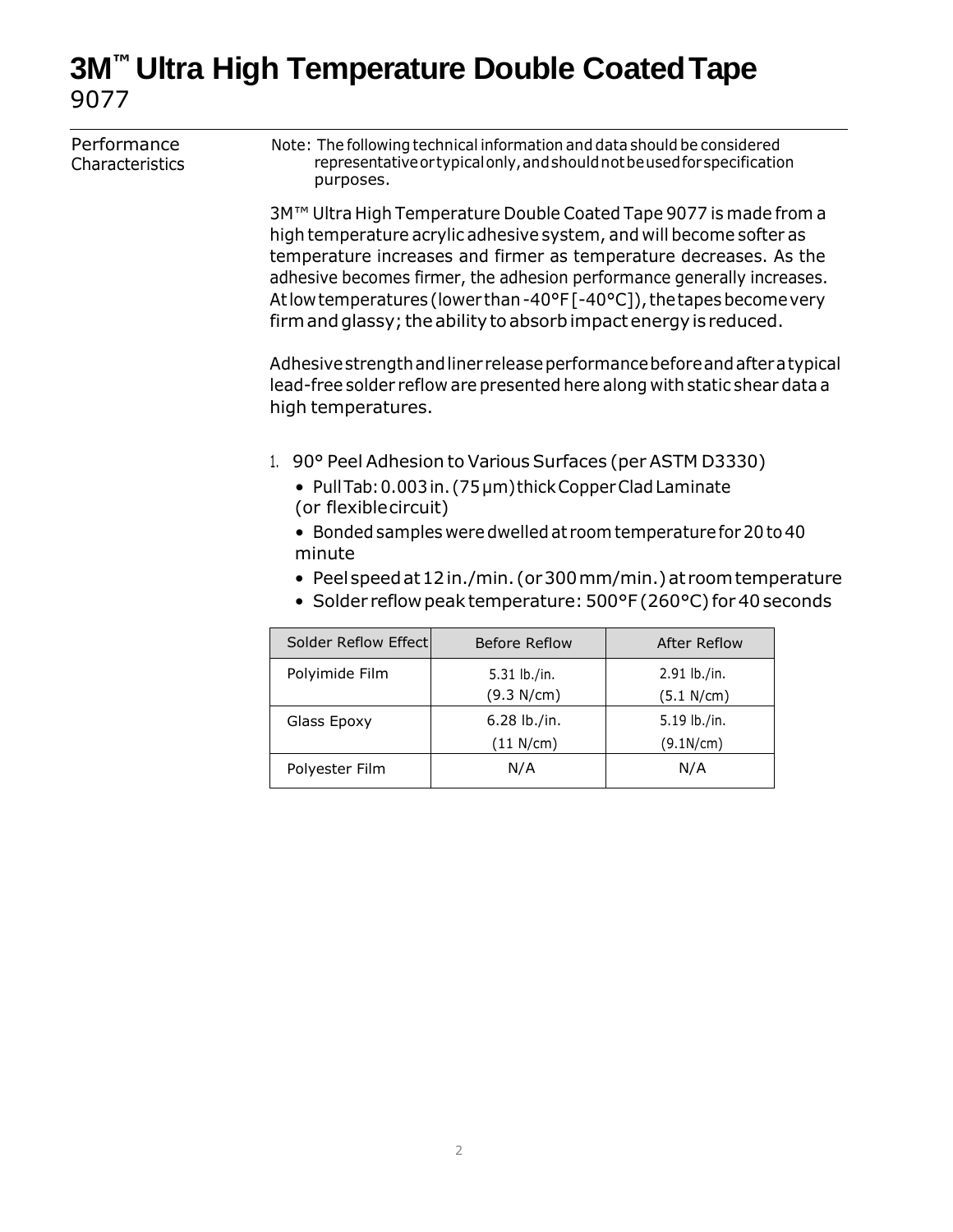# 3M™ Ultra High Temperature Double Coated Tape
9077

**Performance Characteristics**

Note: The following technical information and data should be considered representative or typical only, and should not be used for specification purposes.

3M™ Ultra High Temperature Double Coated Tape 9077 is made from a high temperature acrylic adhesive system, and will become softer as temperature increases and firmer as temperature decreases. As the adhesive becomes firmer, the adhesion performance generally increases. At low temperatures (lower than -40°F [-40°C]), the tapes become very firm and glassy; the ability to absorb impact energy is reduced.

Adhesive strength and liner release performance before and after a typical lead-free solder reflow are presented here along with static shear data a high temperatures.

1. 90° Peel Adhesion to Various Surfaces (per ASTM D3330)
   - Pull Tab: 0.003 in. (75 µm) thick Copper Clad Laminate (or flexible circuit)
   - Bonded samples were dwelled at room temperature for 20 to 40 minute
   - Peel speed at 12 in./min. (or 300 mm/min.) at room temperature
   - Solder reflow peak temperature: 500°F (260°C) for 40 seconds

| Solder Reflow Effect | Before Reflow | After Reflow |
|---|---|---|
| Polyimide Film | 5.31 lb./in. (9.3 N/cm) | 2.91 lb./in. (5.1 N/cm) |
| Glass Epoxy | 6.28 lb./in. (11 N/cm) | 5.19 lb./in. (9.1N/cm) |
| Polyester Film | N/A | N/A |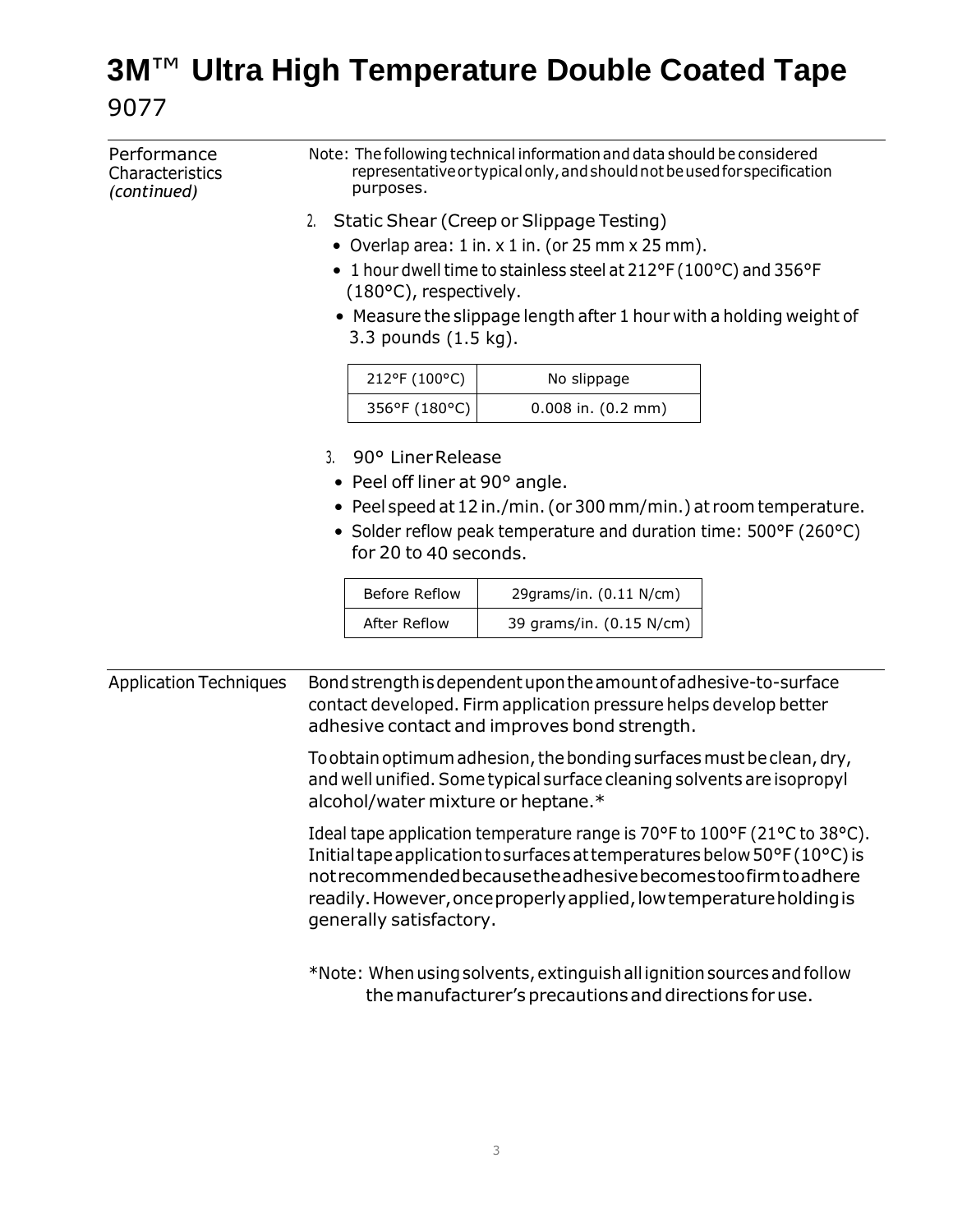# 3M™ Ultra High Temperature Double Coated Tape

9077

## Performance Characteristics *(continued)*

Note: The following technical information and data should be considered representative or typical only, and should not be used for specification purposes.

2. Static Shear (Creep or Slippage Testing)
   - Overlap area: 1 in. x 1 in. (or 25 mm x 25 mm).
   - 1 hour dwell time to stainless steel at 212°F (100°C) and 356°F (180°C), respectively.
   - Measure the slippage length after 1 hour with a holding weight of 3.3 pounds (1.5 kg).

| Temperature | Slippage |
|---|---|
| 212°F (100°C) | No slippage |
| 356°F (180°C) | 0.008 in. (0.2 mm) |

3. 90° Liner Release
   - Peel off liner at 90° angle.
   - Peel speed at 12 in./min. (or 300 mm/min.) at room temperature.
   - Solder reflow peak temperature and duration time: 500°F (260°C) for 20 to 40 seconds.

| Condition | Liner Release |
|---|---|
| Before Reflow | 29grams/in. (0.11 N/cm) |
| After Reflow | 39 grams/in. (0.15 N/cm) |

## Application Techniques

Bond strength is dependent upon the amount of adhesive-to-surface contact developed. Firm application pressure helps develop better adhesive contact and improves bond strength.

To obtain optimum adhesion, the bonding surfaces must be clean, dry, and well unified. Some typical surface cleaning solvents are isopropyl alcohol/water mixture or heptane.*

Ideal tape application temperature range is 70°F to 100°F (21°C to 38°C). Initial tape application to surfaces at temperatures below 50°F (10°C) is not recommended because the adhesive becomes too firm to adhere readily. However, once properly applied, low temperature holding is generally satisfactory.

*Note: When using solvents, extinguish all ignition sources and follow the manufacturer's precautions and directions for use.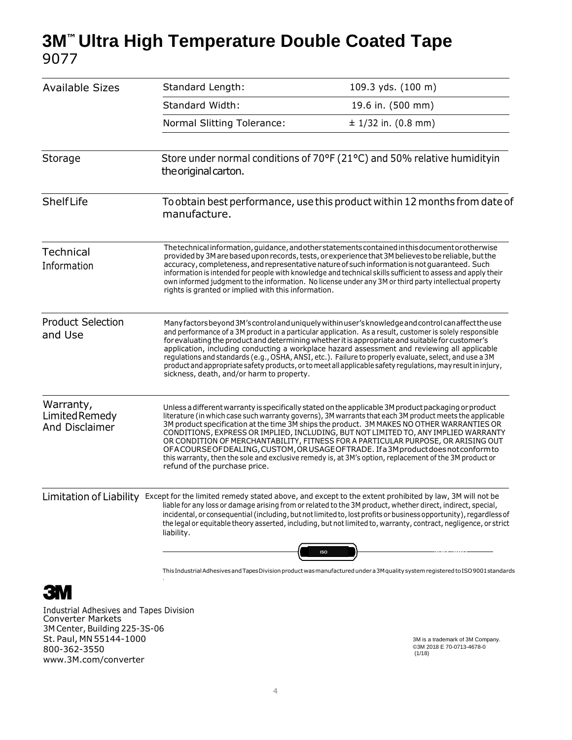# 3M™ Ultra High Temperature Double Coated Tape
9077

| | | |
|---|---|---|
| Available Sizes | Standard Length: | 109.3 yds. (100 m) |
| | Standard Width: | 19.6 in. (500 mm) |
| | Normal Slitting Tolerance: | ± 1/32 in. (0.8 mm) |

**Storage**

Store under normal conditions of 70°F (21°C) and 50% relative humidity in the original carton.

**Shelf Life**

To obtain best performance, use this product within 12 months from date of manufacture.

**Technical Information**

The technical information, guidance, and other statements contained in this document or otherwise provided by 3M are based upon records, tests, or experience that 3M believes to be reliable, but the accuracy, completeness, and representative nature of such information is not guaranteed. Such information is intended for people with knowledge and technical skills sufficient to assess and apply their own informed judgment to the information. No license under any 3M or third party intellectual property rights is granted or implied with this information.

**Product Selection and Use**

Many factors beyond 3M's control and uniquely within user's knowledge and control can affect the use and performance of a 3M product in a particular application. As a result, customer is solely responsible for evaluating the product and determining whether it is appropriate and suitable for customer's application, including conducting a workplace hazard assessment and reviewing all applicable regulations and standards (e.g., OSHA, ANSI, etc.). Failure to properly evaluate, select, and use a 3M product and appropriate safety products, or to meet all applicable safety regulations, may result in injury, sickness, death, and/or harm to property.

**Warranty, Limited Remedy And Disclaimer**

Unless a different warranty is specifically stated on the applicable 3M product packaging or product literature (in which case such warranty governs), 3M warrants that each 3M product meets the applicable 3M product specification at the time 3M ships the product. 3M MAKES NO OTHER WARRANTIES OR CONDITIONS, EXPRESS OR IMPLIED, INCLUDING, BUT NOT LIMITED TO, ANY IMPLIED WARRANTY OR CONDITION OF MERCHANTABILITY, FITNESS FOR A PARTICULAR PURPOSE, OR ARISING OUT OF A COURSE OF DEALING, CUSTOM, OR USAGE OF TRADE. If a 3M product does not conform to this warranty, then the sole and exclusive remedy is, at 3M's option, replacement of the 3M product or refund of the purchase price.

**Limitation of Liability**

Except for the limited remedy stated above, and except to the extent prohibited by law, 3M will not be liable for any loss or damage arising from or related to the 3M product, whether direct, indirect, special, incidental, or consequential (including, but not limited to, lost profits or business opportunity), regardless of the legal or equitable theory asserted, including, but not limited to, warranty, contract, negligence, or strict liability.

ISO

This Industrial Adhesives and Tapes Division product was manufactured under a 3M quality system registered to ISO 9001 standards.

3M

Industrial Adhesives and Tapes Division
Converter Markets
3M Center, Building 225-3S-06
St. Paul, MN 55144-1000
800-362-3550
www.3M.com/converter

3M is a trademark of 3M Company.
©3M 2018 E 70-0713-4678-0
(1/18)